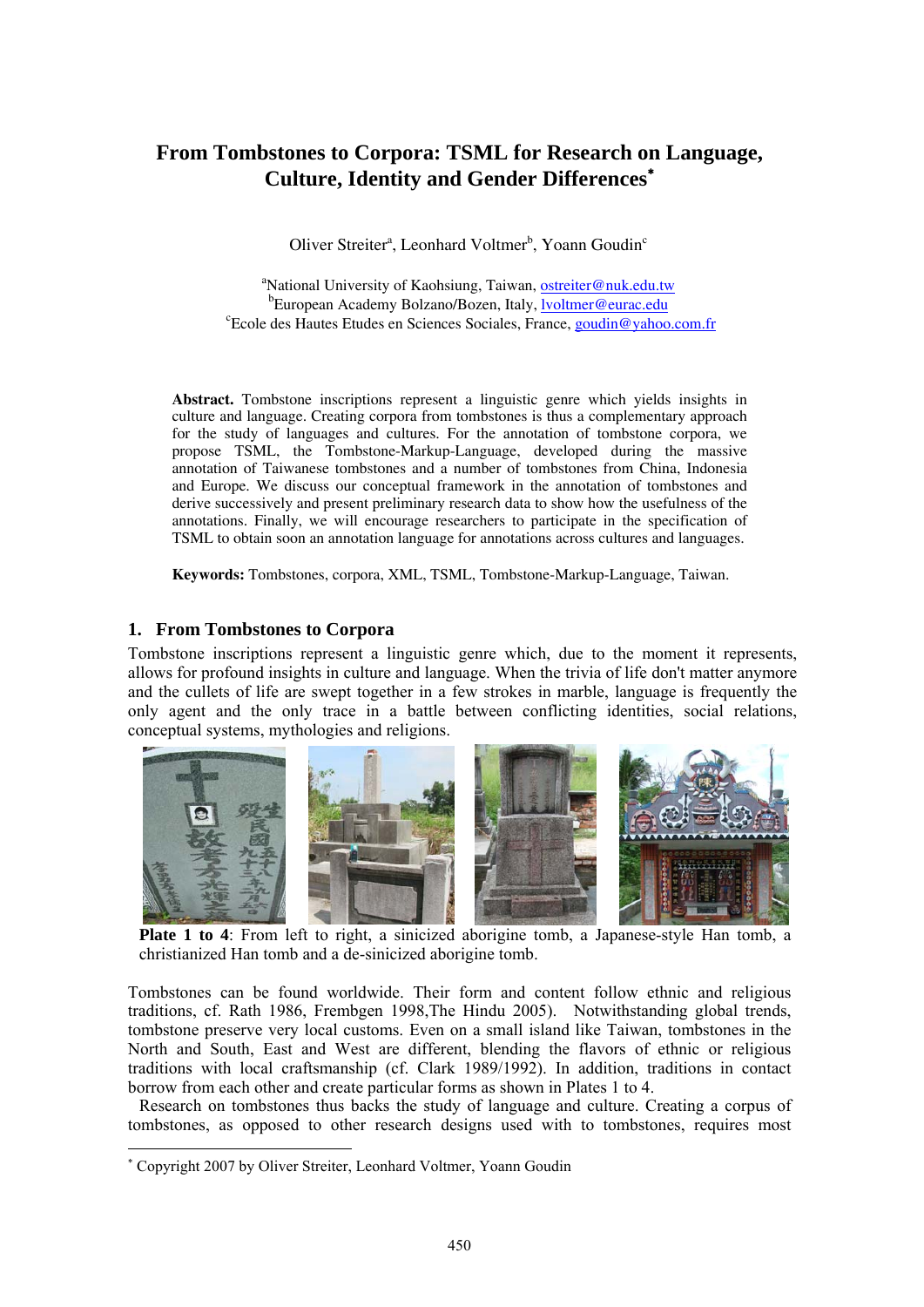# From Tombstones to Corpora: TSML for Research on Language, Culture, Identity and Gender Differences*

Oliver Streiter[a], Leonhard Voltmer[b], Yoann Goudin[c]

[a]National University of Kaohsiung, Taiwan, ostreiter@nuk.edu.tw
[b]European Academy Bolzano/Bozen, Italy, lvoltmer@eurac.edu
[c]Ecole des Hautes Etudes en Sciences Sociales, France, goudin@yahoo.com.fr

**Abstract.** Tombstone inscriptions represent a linguistic genre which yields insights in culture and language. Creating corpora from tombstones is thus a complementary approach for the study of languages and cultures. For the annotation of tombstone corpora, we propose TSML, the Tombstone-Markup-Language, developed during the massive annotation of Taiwanese tombstones and a number of tombstones from China, Indonesia and Europe. We discuss our conceptual framework in the annotation of tombstones and derive successively and present preliminary research data to show how the usefulness of the annotations. Finally, we will encourage researchers to participate in the specification of TSML to obtain soon an annotation language for annotations across cultures and languages.

**Keywords:** Tombstones, corpora, XML, TSML, Tombstone-Markup-Language, Taiwan.

## 1. From Tombstones to Corpora

Tombstone inscriptions represent a linguistic genre which, due to the moment it represents, allows for profound insights in culture and language. When the trivia of life don't matter anymore and the cullets of life are swept together in a few strokes in marble, language is frequently the only agent and the only trace in a battle between conflicting identities, social relations, conceptual systems, mythologies and religions.

**Plate 1 to 4**: From left to right, a sinicized aborigine tomb, a Japanese-style Han tomb, a christianized Han tomb and a de-sinicized aborigine tomb.

Tombstones can be found worldwide. Their form and content follow ethnic and religious traditions, cf. Rath 1986, Frembgen 1998,The Hindu 2005). Notwithstanding global trends, tombstone preserve very local customs. Even on a small island like Taiwan, tombstones in the North and South, East and West are different, blending the flavors of ethnic or religious traditions with local craftsmanship (cf. Clark 1989/1992). In addition, traditions in contact borrow from each other and create particular forms as shown in Plates 1 to 4.

Research on tombstones thus backs the study of language and culture. Creating a corpus of tombstones, as opposed to other research designs used with to tombstones, requires most

* Copyright 2007 by Oliver Streiter, Leonhard Voltmer, Yoann Goudin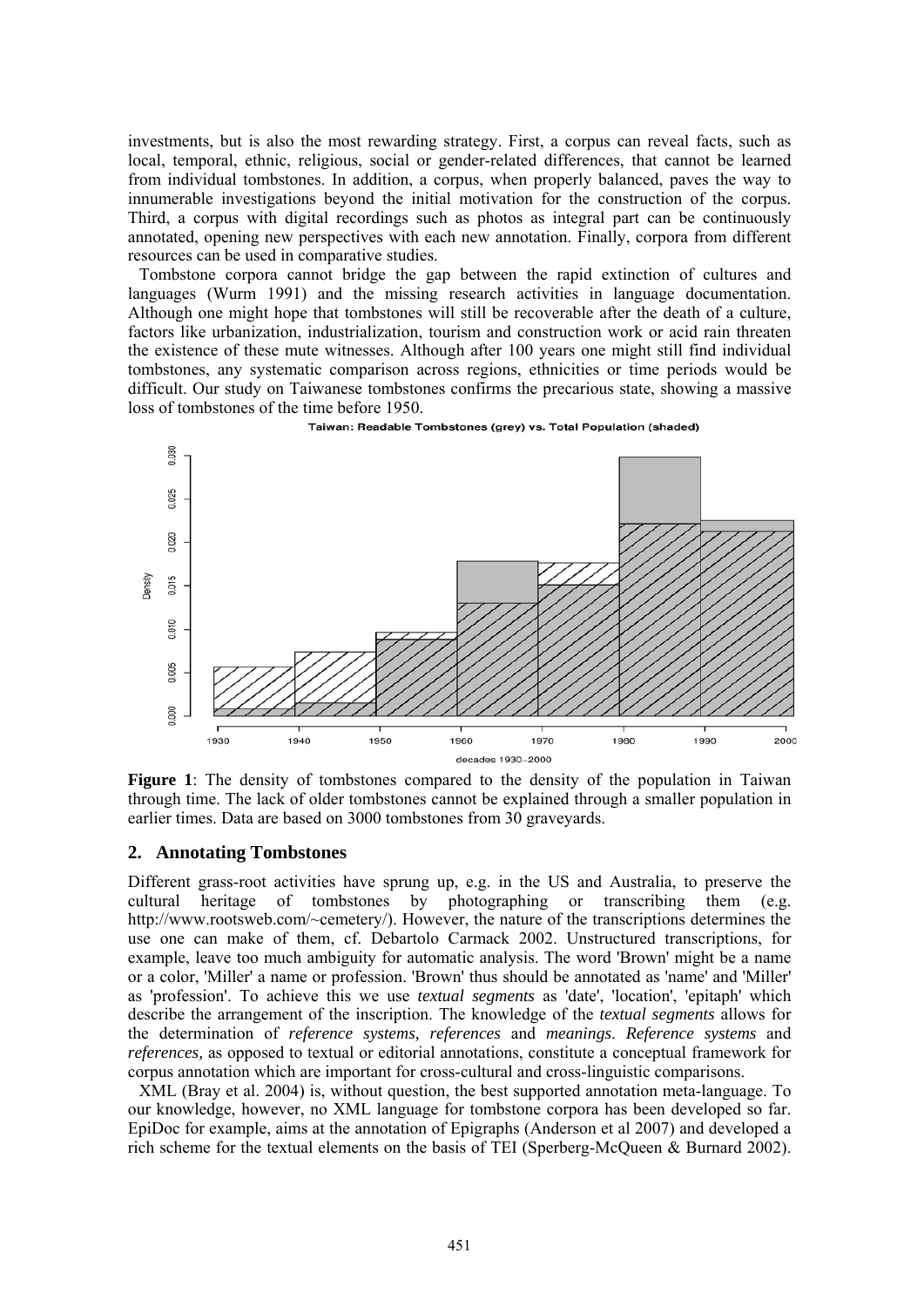investments, but is also the most rewarding strategy. First, a corpus can reveal facts, such as local, temporal, ethnic, religious, social or gender-related differences, that cannot be learned from individual tombstones. In addition, a corpus, when properly balanced, paves the way to innumerable investigations beyond the initial motivation for the construction of the corpus. Third, a corpus with digital recordings such as photos as integral part can be continuously annotated, opening new perspectives with each new annotation. Finally, corpora from different resources can be used in comparative studies.

Tombstone corpora cannot bridge the gap between the rapid extinction of cultures and languages (Wurm 1991) and the missing research activities in language documentation. Although one might hope that tombstones will still be recoverable after the death of a culture, factors like urbanization, industrialization, tourism and construction work or acid rain threaten the existence of these mute witnesses. Although after 100 years one might still find individual tombstones, any systematic comparison across regions, ethnicities or time periods would be difficult. Our study on Taiwanese tombstones confirms the precarious state, showing a massive loss of tombstones of the time before 1950.

Taiwan: Readable Tombstones (grey) vs. Total Population (shaded)

Density

0.000
0.005
0.010
0.015
0.020
0.025
0.030

1930
1940
1950
1960
1970
1980
1990
2000

decades 1930–2000

**Figure 1**: The density of tombstones compared to the density of the population in Taiwan through time. The lack of older tombstones cannot be explained through a smaller population in earlier times. Data are based on 3000 tombstones from 30 graveyards.

## 2. Annotating Tombstones

Different grass-root activities have sprung up, e.g. in the US and Australia, to preserve the cultural heritage of tombstones by photographing or transcribing them (e.g. http://www.rootsweb.com/~cemetery/). However, the nature of the transcriptions determines the use one can make of them, cf. Debartolo Carmack 2002. Unstructured transcriptions, for example, leave too much ambiguity for automatic analysis. The word 'Brown' might be a name or a color, 'Miller' a name or profession. 'Brown' thus should be annotated as 'name' and 'Miller' as 'profession'. To achieve this we use *textual segments* as 'date', 'location', 'epitaph' which describe the arrangement of the inscription. The knowledge of the *textual segments* allows for the determination of *reference systems, references* and *meanings*. *Reference systems* and *references,* as opposed to textual or editorial annotations, constitute a conceptual framework for corpus annotation which are important for cross-cultural and cross-linguistic comparisons.

XML (Bray et al. 2004) is, without question, the best supported annotation meta-language. To our knowledge, however, no XML language for tombstone corpora has been developed so far. EpiDoc for example, aims at the annotation of Epigraphs (Anderson et al 2007) and developed a rich scheme for the textual elements on the basis of TEI (Sperberg-McQueen & Burnard 2002).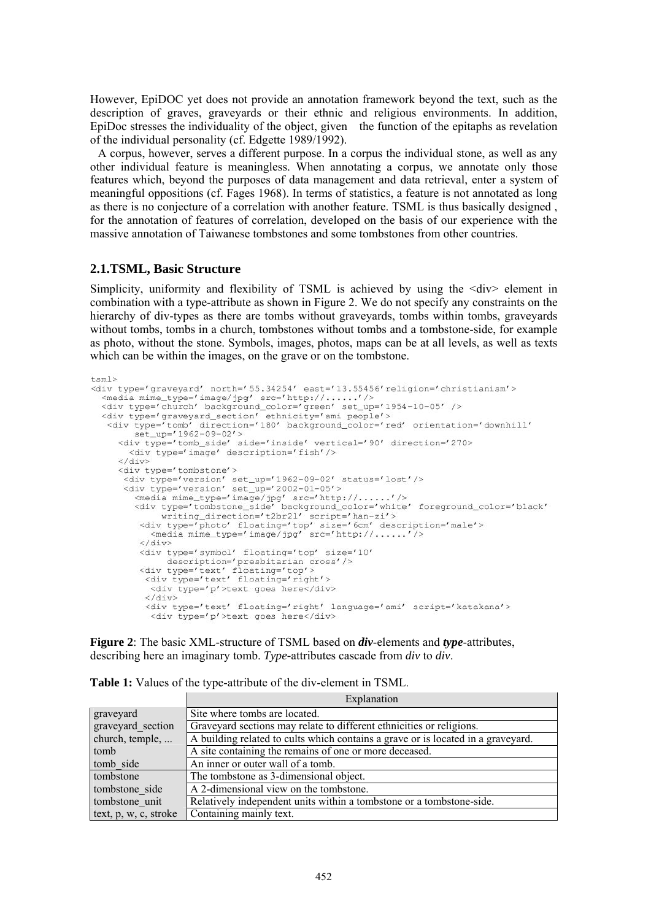However, EpiDOC yet does not provide an annotation framework beyond the text, such as the description of graves, graveyards or their ethnic and religious environments. In addition, EpiDoc stresses the individuality of the object, given the function of the epitaphs as revelation of the individual personality (cf. Edgette 1989/1992).

A corpus, however, serves a different purpose. In a corpus the individual stone, as well as any other individual feature is meaningless. When annotating a corpus, we annotate only those features which, beyond the purposes of data management and data retrieval, enter a system of meaningful oppositions (cf. Fages 1968). In terms of statistics, a feature is not annotated as long as there is no conjecture of a correlation with another feature. TSML is thus basically designed , for the annotation of features of correlation, developed on the basis of our experience with the massive annotation of Taiwanese tombstones and some tombstones from other countries.

## 2.1.TSML, Basic Structure

Simplicity, uniformity and flexibility of TSML is achieved by using the <div> element in combination with a type-attribute as shown in Figure 2. We do not specify any constraints on the hierarchy of div-types as there are tombs without graveyards, tombs within tombs, graveyards without tombs, tombs in a church, tombstones without tombs and a tombstone-side, for example as photo, without the stone. Symbols, images, photos, maps can be at all levels, as well as texts which can be within the images, on the grave or on the tombstone.

```
tsml>
<div type='graveyard' north='55.34254' east='13.55456'religion='christianism'>
  <media mime_type='image/jpg' src='http://......'/>
  <div type='church' background_color='green' set_up='1954-10-05' />
  <div type='graveyard_section' ethnicity='ami people'>
   <div type='tomb' direction='180' background_color='red' orientation='downhill'
        set_up='1962-09-02'>
     <div type='tomb_side' side='inside' vertical='90' direction='270>
       <div type='image' description='fish'/>
     </div>
     <div type='tombstone'>
      <div type='version' set_up='1962-09-02' status='lost'/>
      <div type='version' set_up='2002-01-05'>
        <media mime_type='image/jpg' src='http://......'/>
        <div type='tombstone_side' background_color='white' foreground_color='black'
             writing_direction='t2br2l' script='han-zi'>
         <div type='photo' floating='top' size='6cm' description='male'>
           <media mime_type='image/jpg' src='http://......'/>
         </div>
         <div type='symbol' floating='top' size='10'
              description='presbitarian cross'/>
         <div type='text' floating='top'>
          <div type='text' floating='right'>
           <div type='p'>text goes here</div>
          </div>
          <div type='text' floating='right' language='ami' script='katakana'>
           <div type='p'>text goes here</div>
```

**Figure 2**: The basic XML-structure of TSML based on ***div***-elements and ***type***-attributes, describing here an imaginary tomb. *Type*-attributes cascade from *div* to *div*.

**Table 1:** Values of the type-attribute of the div-element in TSML.

| | Explanation |
|---|---|
| graveyard | Site where tombs are located. |
| graveyard_section | Graveyard sections may relate to different ethnicities or religions. |
| church, temple, ... | A building related to cults which contains a grave or is located in a graveyard. |
| tomb | A site containing the remains of one or more deceased. |
| tomb_side | An inner or outer wall of a tomb. |
| tombstone | The tombstone as 3-dimensional object. |
| tombstone_side | A 2-dimensional view on the tombstone. |
| tombstone_unit | Relatively independent units within a tombstone or a tombstone-side. |
| text, p, w, c, stroke | Containing mainly text. |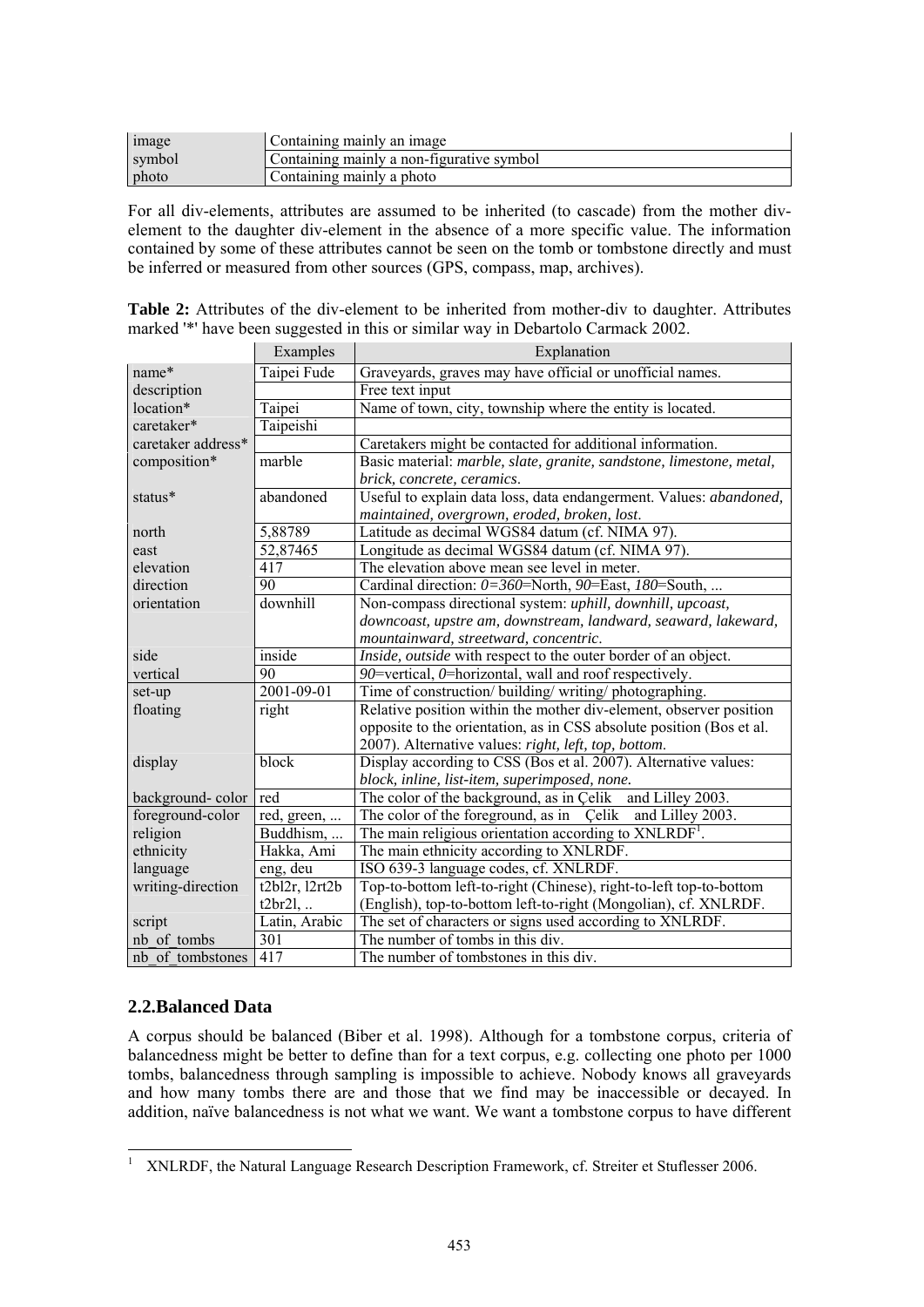| | |
|---|---|
| image | Containing mainly an image |
| symbol | Containing mainly a non-figurative symbol |
| photo | Containing mainly a photo |

For all div-elements, attributes are assumed to be inherited (to cascade) from the mother div-element to the daughter div-element in the absence of a more specific value. The information contained by some of these attributes cannot be seen on the tomb or tombstone directly and must be inferred or measured from other sources (GPS, compass, map, archives).

**Table 2:** Attributes of the div-element to be inherited from mother-div to daughter. Attributes marked '*' have been suggested in this or similar way in Debartolo Carmack 2002.

| | Examples | Explanation |
|---|---|---|
| name* | Taipei Fude | Graveyards, graves may have official or unofficial names. |
| description | | Free text input |
| location* | Taipei | Name of town, city, township where the entity is located. |
| caretaker* | Taipeishi | |
| caretaker address* | | Caretakers might be contacted for additional information. |
| composition* | marble | Basic material: *marble, slate, granite, sandstone, limestone, metal, brick, concrete, ceramics*. |
| status* | abandoned | Useful to explain data loss, data endangerment. Values: *abandoned, maintained, overgrown, eroded, broken, lost*. |
| north | 5,88789 | Latitude as decimal WGS84 datum (cf. NIMA 97). |
| east | 52,87465 | Longitude as decimal WGS84 datum (cf. NIMA 97). |
| elevation | 417 | The elevation above mean see level in meter. |
| direction | 90 | Cardinal direction: *0=360*=North, *90*=East, *180*=South, ... |
| orientation | downhill | Non-compass directional system: *uphill, downhill, upcoast, downcoast, upstre am, downstream, landward, seaward, lakeward, mountainward, streetward, concentric*. |
| side | inside | *Inside, outside* with respect to the outer border of an object. |
| vertical | 90 | *90*=vertical, *0*=horizontal, wall and roof respectively. |
| set-up | 2001-09-01 | Time of construction/ building/ writing/ photographing. |
| floating | right | Relative position within the mother div-element, observer position opposite to the orientation, as in CSS absolute position (Bos et al. 2007). Alternative values: *right, left, top, bottom*. |
| display | block | Display according to CSS (Bos et al. 2007). Alternative values: *block, inline, list-item, superimposed, none*. |
| background- color | red | The color of the background, as in Çelik and Lilley 2003. |
| foreground-color | red, green, ... | The color of the foreground, as in Çelik and Lilley 2003. |
| religion | Buddhism, ... | The main religious orientation according to XNLRDF[1]. |
| ethnicity | Hakka, Ami | The main ethnicity according to XNLRDF. |
| language | eng, deu | ISO 639-3 language codes, cf. XNLRDF. |
| writing-direction | t2bl2r, l2rt2b t2br2l, .. | Top-to-bottom left-to-right (Chinese), right-to-left top-to-bottom (English), top-to-bottom left-to-right (Mongolian), cf. XNLRDF. |
| script | Latin, Arabic | The set of characters or signs used according to XNLRDF. |
| nb_of_tombs | 301 | The number of tombs in this div. |
| nb_of_tombstones | 417 | The number of tombstones in this div. |

## 2.2. Balanced Data

A corpus should be balanced (Biber et al. 1998). Although for a tombstone corpus, criteria of balancedness might be better to define than for a text corpus, e.g. collecting one photo per 1000 tombs, balancedness through sampling is impossible to achieve. Nobody knows all graveyards and how many tombs there are and those that we find may be inaccessible or decayed. In addition, naïve balancedness is not what we want. We want a tombstone corpus to have different

[1] XNLRDF, the Natural Language Research Description Framework, cf. Streiter et Stuflesser 2006.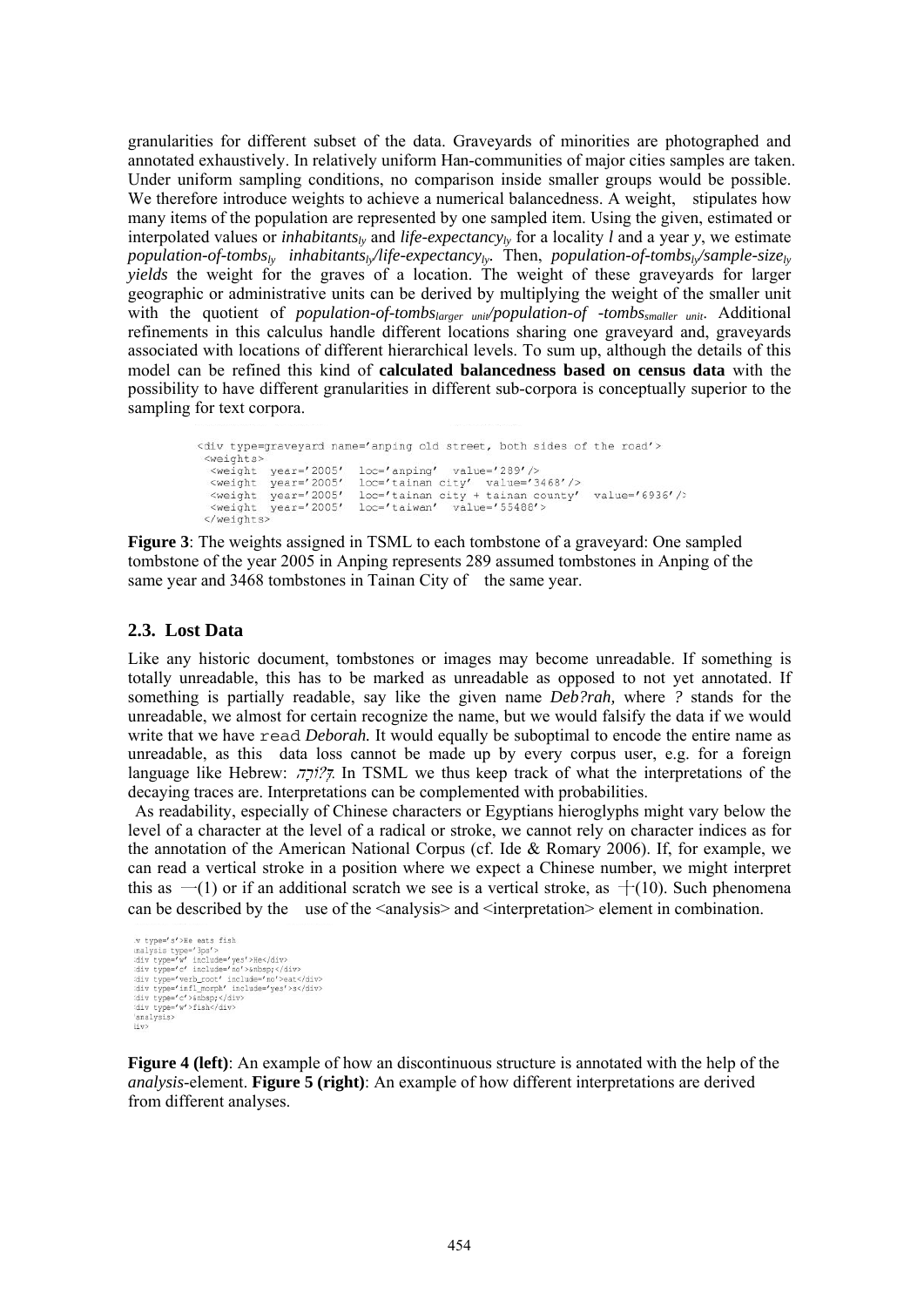granularities for different subset of the data. Graveyards of minorities are photographed and annotated exhaustively. In relatively uniform Han-communities of major cities samples are taken. Under uniform sampling conditions, no comparison inside smaller groups would be possible. We therefore introduce weights to achieve a numerical balancedness. A weight, stipulates how many items of the population are represented by one sampled item. Using the given, estimated or interpolated values or *inhabitants*$_{ly}$ and *life-expectancy*$_{ly}$ for a locality *l* and a year *y*, we estimate *population-of-tombs*$_{ly}$ *inhabitants*$_{ly}$*/life-expectancy*$_{ly}$. Then, *population-of-tombs*$_{ly}$*/sample-size*$_{ly}$ *yields* the weight for the graves of a location. The weight of these graveyards for larger geographic or administrative units can be derived by multiplying the weight of the smaller unit with the quotient of *population-of-tombs*$_{larger\ unit}$*/population-of -tombs*$_{smaller\ unit}$. Additional refinements in this calculus handle different locations sharing one graveyard and, graveyards associated with locations of different hierarchical levels. To sum up, although the details of this model can be refined this kind of **calculated balancedness based on census data** with the possibility to have different granularities in different sub-corpora is conceptually superior to the sampling for text corpora.

```
<div type=graveyard name='anping old street, both sides of the road'>
 <weights>
  <weight  year='2005'  loc='anping'  value='289'/>
  <weight  year='2005'  loc='tainan city'  value='3468'/>
  <weight  year='2005'  loc='tainan city + tainan county'  value='6936'/>
  <weight  year='2005'  loc='taiwan'  value='55488'>
 </weights>
```

**Figure 3**: The weights assigned in TSML to each tombstone of a graveyard: One sampled tombstone of the year 2005 in Anping represents 289 assumed tombstones in Anping of the same year and 3468 tombstones in Tainan City of the same year.

## 2.3. Lost Data

Like any historic document, tombstones or images may become unreadable. If something is totally unreadable, this has to be marked as unreadable as opposed to not yet annotated. If something is partially readable, say like the given name *Deb?rah,* where *?* stands for the unreadable, we almost for certain recognize the name, but we would falsify the data if we would write that we have read *Deborah.* It would equally be suboptimal to encode the entire name as unreadable, as this data loss cannot be made up by every corpus user, e.g. for a foreign language like Hebrew: *דְּבוֹ?ָה*. In TSML we thus keep track of what the interpretations of the decaying traces are. Interpretations can be complemented with probabilities.

As readability, especially of Chinese characters or Egyptians hieroglyphs might vary below the level of a character at the level of a radical or stroke, we cannot rely on character indices as for the annotation of the American National Corpus (cf. Ide & Romary 2006). If, for example, we can read a vertical stroke in a position where we expect a Chinese number, we might interpret this as 一(1) or if an additional scratch we see is a vertical stroke, as 十(10). Such phenomena can be described by the use of the <analysis> and <interpretation> element in combination.

```
<div type='s'>He eats fish
<analysis type='3ps'>
<div type='w' include='yes'>He</div>
<div type='c' include='no'>&nbsp;</div>
<div type='verb_root' include='no'>eat</div>
<div type='infl_morph' include='yes'>s</div>
<div type='c'>&nbsp;</div>
<div type='w'>fish</div>
</analysis>
</div>
```

**Figure 4 (left)**: An example of how an discontinuous structure is annotated with the help of the *analysis*-element. **Figure 5 (right)**: An example of how different interpretations are derived from different analyses.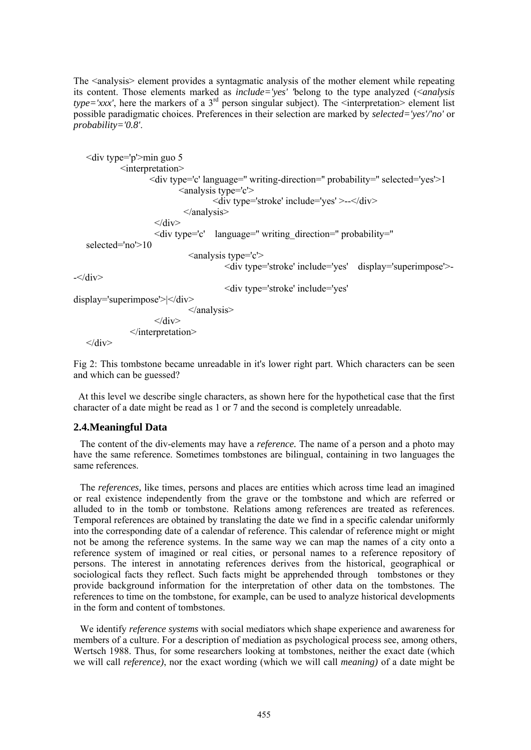The <analysis> element provides a syntagmatic analysis of the mother element while repeating its content. Those elements marked as *include='yes' '*belong to the type analyzed (*<analysis type='xxx'*, here the markers of a 3rd person singular subject). The <interpretation> element list possible paradigmatic choices. Preferences in their selection are marked by *selected='yes'/'no'* or *probability='0.8'*.

```
<div type='p'>min guo 5
        <interpretation>
            <div type='c' language='' writing-direction='' probability='' selected='yes'>1
                <analysis type='c'>
                    <div type='stroke' include='yes' >--</div>
                </analysis>
            </div>
            <div type='c'  language='' writing_direction='' probability=''
selected='no'>10
                <analysis type='c'>
                    <div type='stroke' include='yes'  display='superimpose'>-
-</div>
                    <div type='stroke' include='yes'
display='superimpose'>|</div>
                </analysis>
            </div>
        </interpretation>
</div>
```

Fig 2: This tombstone became unreadable in it's lower right part. Which characters can be seen and which can be guessed?

At this level we describe single characters, as shown here for the hypothetical case that the first character of a date might be read as 1 or 7 and the second is completely unreadable.

### 2.4.Meaningful Data

The content of the div-elements may have a *reference.* The name of a person and a photo may have the same reference. Sometimes tombstones are bilingual, containing in two languages the same references.

The *references,* like times, persons and places are entities which across time lead an imagined or real existence independently from the grave or the tombstone and which are referred or alluded to in the tomb or tombstone. Relations among references are treated as references. Temporal references are obtained by translating the date we find in a specific calendar uniformly into the corresponding date of a calendar of reference. This calendar of reference might or might not be among the reference systems. In the same way we can map the names of a city onto a reference system of imagined or real cities, or personal names to a reference repository of persons. The interest in annotating references derives from the historical, geographical or sociological facts they reflect. Such facts might be apprehended through tombstones or they provide background information for the interpretation of other data on the tombstones. The references to time on the tombstone, for example, can be used to analyze historical developments in the form and content of tombstones.

We identify *reference systems* with social mediators which shape experience and awareness for members of a culture. For a description of mediation as psychological process see, among others, Wertsch 1988. Thus, for some researchers looking at tombstones, neither the exact date (which we will call *reference)*, nor the exact wording (which we will call *meaning)* of a date might be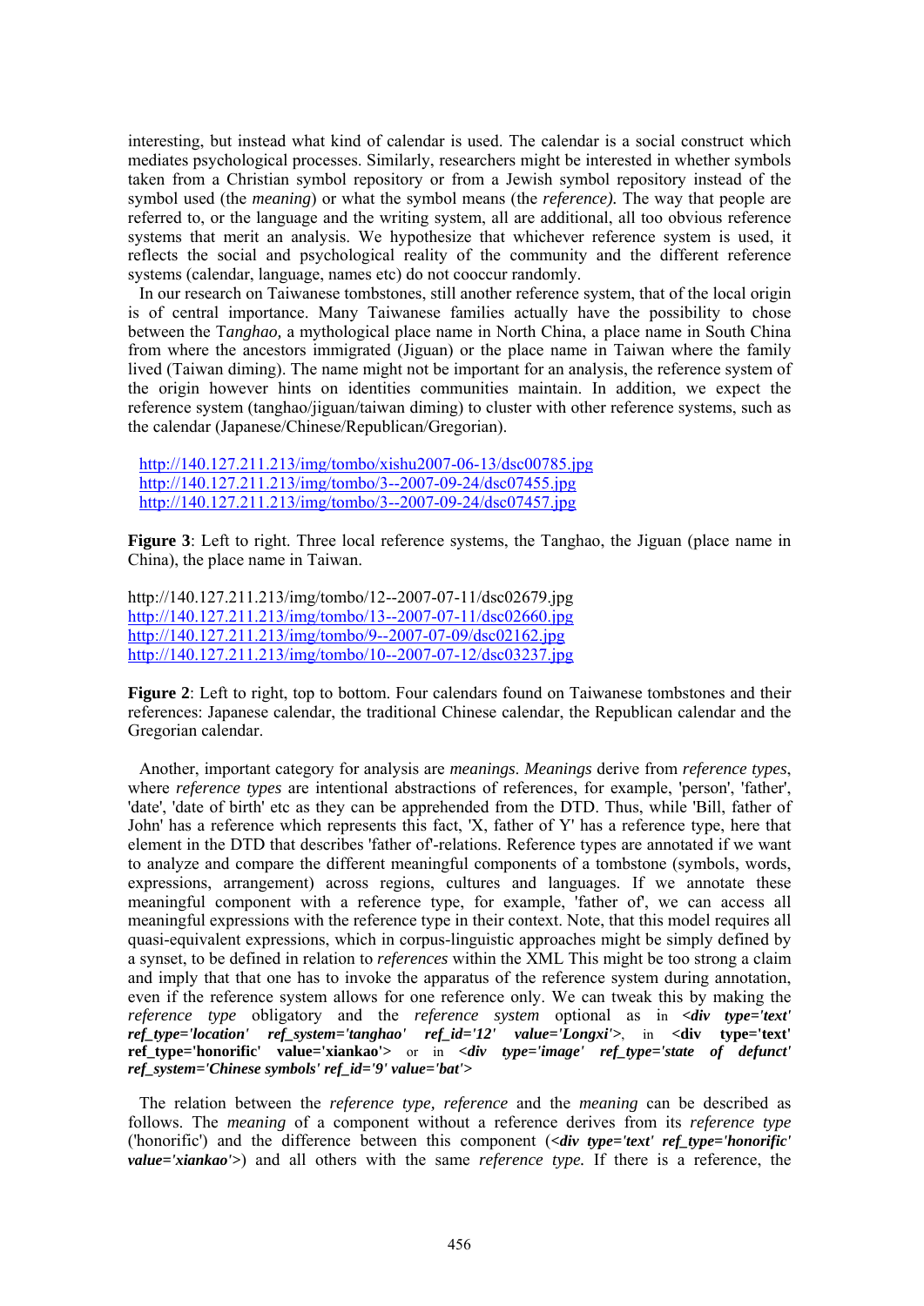interesting, but instead what kind of calendar is used. The calendar is a social construct which mediates psychological processes. Similarly, researchers might be interested in whether symbols taken from a Christian symbol repository or from a Jewish symbol repository instead of the symbol used (the *meaning*) or what the symbol means (the *reference).* The way that people are referred to, or the language and the writing system, all are additional, all too obvious reference systems that merit an analysis. We hypothesize that whichever reference system is used, it reflects the social and psychological reality of the community and the different reference systems (calendar, language, names etc) do not cooccur randomly.

In our research on Taiwanese tombstones, still another reference system, that of the local origin is of central importance. Many Taiwanese families actually have the possibility to chose between the T*anghao,* a mythological place name in North China, a place name in South China from where the ancestors immigrated (Jiguan) or the place name in Taiwan where the family lived (Taiwan diming). The name might not be important for an analysis, the reference system of the origin however hints on identities communities maintain. In addition, we expect the reference system (tanghao/jiguan/taiwan diming) to cluster with other reference systems, such as the calendar (Japanese/Chinese/Republican/Gregorian).

http://140.127.211.213/img/tombo/xishu2007-06-13/dsc00785.jpg
http://140.127.211.213/img/tombo/3--2007-09-24/dsc07455.jpg
http://140.127.211.213/img/tombo/3--2007-09-24/dsc07457.jpg

**Figure 3**: Left to right. Three local reference systems, the Tanghao, the Jiguan (place name in China), the place name in Taiwan.

http://140.127.211.213/img/tombo/12--2007-07-11/dsc02679.jpg
http://140.127.211.213/img/tombo/13--2007-07-11/dsc02660.jpg
http://140.127.211.213/img/tombo/9--2007-07-09/dsc02162.jpg
http://140.127.211.213/img/tombo/10--2007-07-12/dsc03237.jpg

**Figure 2**: Left to right, top to bottom. Four calendars found on Taiwanese tombstones and their references: Japanese calendar, the traditional Chinese calendar, the Republican calendar and the Gregorian calendar.

Another, important category for analysis are *meanings*. *Meanings* derive from *reference types*, where *reference types* are intentional abstractions of references, for example, 'person', 'father', 'date', 'date of birth' etc as they can be apprehended from the DTD. Thus, while 'Bill, father of John' has a reference which represents this fact, 'X, father of Y' has a reference type, here that element in the DTD that describes 'father of'-relations. Reference types are annotated if we want to analyze and compare the different meaningful components of a tombstone (symbols, words, expressions, arrangement) across regions, cultures and languages. If we annotate these meaningful component with a reference type, for example, 'father of', we can access all meaningful expressions with the reference type in their context. Note, that this model requires all quasi-equivalent expressions, which in corpus-linguistic approaches might be simply defined by a synset, to be defined in relation to *references* within the XML This might be too strong a claim and imply that that one has to invoke the apparatus of the reference system during annotation, even if the reference system allows for one reference only. We can tweak this by making the *reference type* obligatory and the *reference system* optional as in ***<div type='text' ref_type='location' ref_system='tanghao' ref_id='12' value='Longxi'>***, in **<div type='text' ref_type='honorific' value='xiankao'>** or in ***<div type='image' ref_type='state of defunct' ref_system='Chinese symbols' ref_id='9' value='bat'>***

The relation between the *reference type, reference* and the *meaning* can be described as follows. The *meaning* of a component without a reference derives from its *reference type* ('honorific') and the difference between this component (***<div type='text' ref_type='honorific' value='xiankao'>***) and all others with the same *reference type.* If there is a reference, the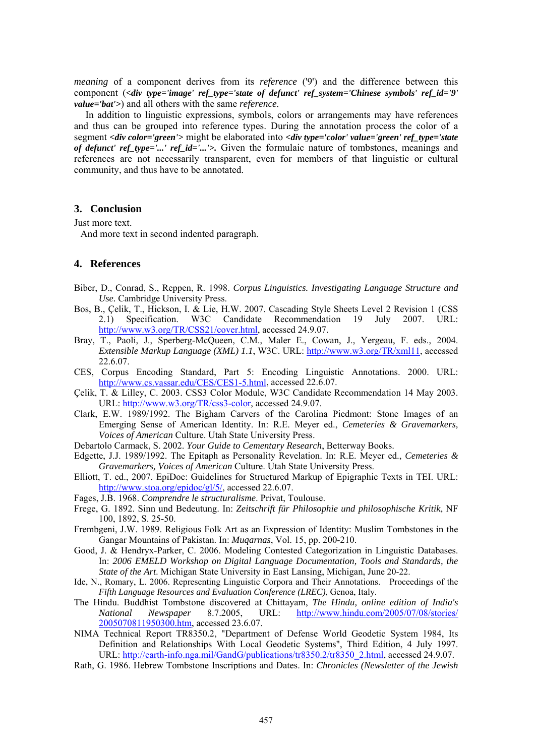*meaning* of a component derives from its *reference* ('9') and the difference between this component (***<div type='image' ref_type='state of defunct' ref_system='Chinese symbols' ref_id='9' value='bat'>***) and all others with the same *reference.*

In addition to linguistic expressions, symbols, colors or arrangements may have references and thus can be grouped into reference types. During the annotation process the color of a segment ***<div color='green'>*** might be elaborated into ***<div type='color' value='green' ref_type='state of defunct' ref_type='...' ref_id='...'>.*** Given the formulaic nature of tombstones, meanings and references are not necessarily transparent, even for members of that linguistic or cultural community, and thus have to be annotated.

## 3. Conclusion

Just more text.

And more text in second indented paragraph.

## 4. References

Biber, D., Conrad, S., Reppen, R. 1998. *Corpus Linguistics. Investigating Language Structure and Use.* Cambridge University Press.

Bos, B., Çelik, T., Hickson, I. & Lie, H.W. 2007. Cascading Style Sheets Level 2 Revision 1 (CSS 2.1) Specification. W3C Candidate Recommendation 19 July 2007. URL: http://www.w3.org/TR/CSS21/cover.html, accessed 24.9.07.

Bray, T., Paoli, J., Sperberg-McQueen, C.M., Maler E., Cowan, J., Yergeau, F. eds., 2004. *Extensible Markup Language (XML) 1.1*, W3C. URL: http://www.w3.org/TR/xml11, accessed 22.6.07.

CES, Corpus Encoding Standard, Part 5: Encoding Linguistic Annotations. 2000. URL: http://www.cs.vassar.edu/CES/CES1-5.html, accessed 22.6.07.

Çelik, T. & Lilley, C. 2003. CSS3 Color Module, W3C Candidate Recommendation 14 May 2003. URL: http://www.w3.org/TR/css3-color, accessed 24.9.07.

Clark, E.W. 1989/1992. The Bigham Carvers of the Carolina Piedmont: Stone Images of an Emerging Sense of American Identity. In: R.E. Meyer ed., *Cemeteries & Gravemarkers, Voices of American* Culture. Utah State University Press.

Debartolo Carmack, S. 2002. *Your Guide to Cementary Research*, Betterway Books.

Edgette, J.J. 1989/1992. The Epitaph as Personality Revelation. In: R.E. Meyer ed., *Cemeteries & Gravemarkers, Voices of American* Culture. Utah State University Press.

Elliott, T. ed., 2007. EpiDoc: Guidelines for Structured Markup of Epigraphic Texts in TEI. URL: http://www.stoa.org/epidoc/gl/5/, accessed 22.6.07.

Fages, J.B. 1968. *Comprendre le structuralisme*. Privat, Toulouse.

Frege, G. 1892. Sinn und Bedeutung. In: *Zeitschrift für Philosophie und philosophische Kritik*, NF 100, 1892, S. 25-50.

Frembgeni, J.W. 1989. Religious Folk Art as an Expression of Identity: Muslim Tombstones in the Gangar Mountains of Pakistan. In: *Muqarnas*, Vol. 15, pp. 200-210.

Good, J. & Hendryx-Parker, C. 2006. Modeling Contested Categorization in Linguistic Databases. In: *2006 EMELD Workshop on Digital Language Documentation, Tools and Standards, the State of the Art*. Michigan State University in East Lansing, Michigan, June 20-22.

Ide, N., Romary, L. 2006. Representing Linguistic Corpora and Their Annotations. Proceedings of the *Fifth Language Resources and Evaluation Conference (LREC)*, Genoa, Italy.

The Hindu. Buddhist Tombstone discovered at Chittayam, *The Hindu, online edition of India's National Newspaper* 8.7.2005, URL: http://www.hindu.com/2005/07/08/stories/2005070811950300.htm, accessed 23.6.07.

NIMA Technical Report TR8350.2, "Department of Defense World Geodetic System 1984, Its Definition and Relationships With Local Geodetic Systems", Third Edition, 4 July 1997. URL: http://earth-info.nga.mil/GandG/publications/tr8350.2/tr8350_2.html, accessed 24.9.07.

Rath, G. 1986. Hebrew Tombstone Inscriptions and Dates. In: *Chronicles (Newsletter of the Jewish*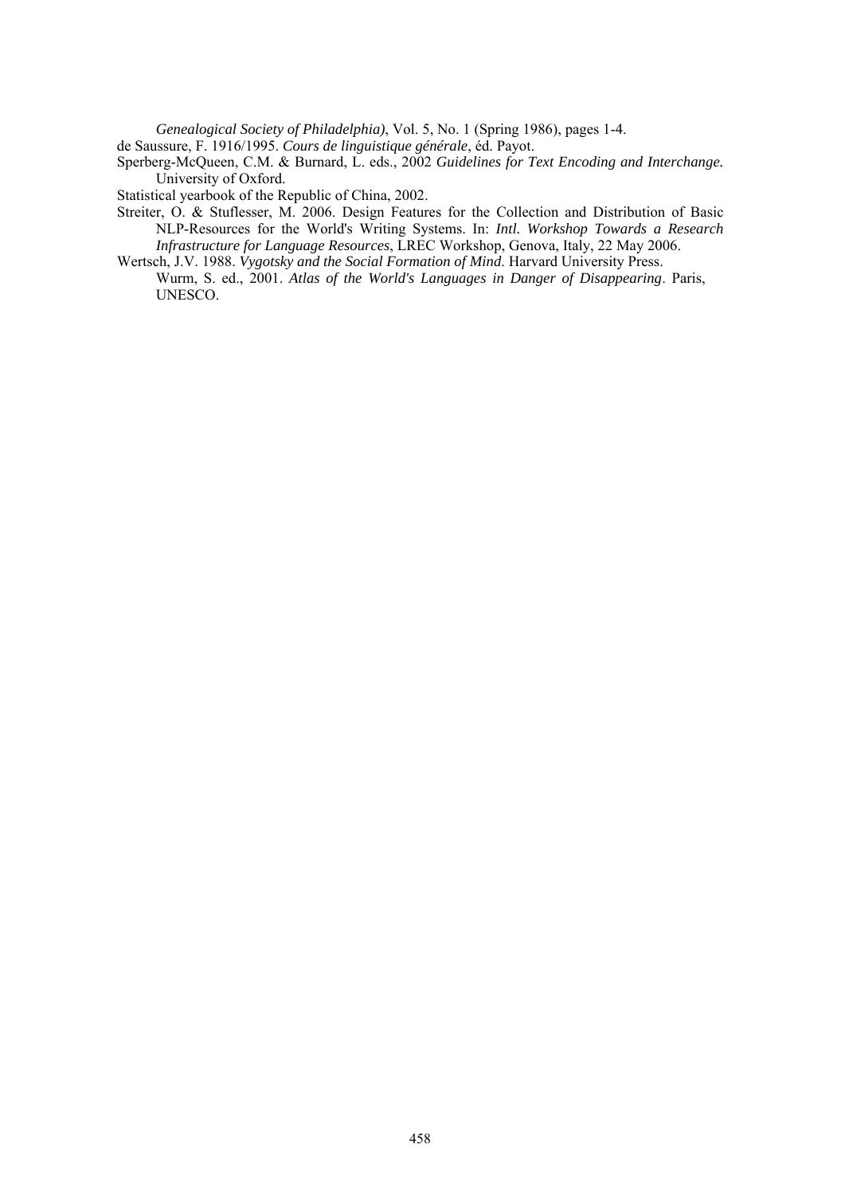*Genealogical Society of Philadelphia)*, Vol. 5, No. 1 (Spring 1986), pages 1-4.

de Saussure, F. 1916/1995. *Cours de linguistique générale*, éd. Payot.

Sperberg-McQueen, C.M. & Burnard, L. eds., 2002 *Guidelines for Text Encoding and Interchange.* University of Oxford.

Statistical yearbook of the Republic of China, 2002.

Streiter, O. & Stuflesser, M. 2006. Design Features for the Collection and Distribution of Basic NLP-Resources for the World's Writing Systems. In: *Intl. Workshop Towards a Research Infrastructure for Language Resources*, LREC Workshop, Genova, Italy, 22 May 2006.

Wertsch, J.V. 1988. *Vygotsky and the Social Formation of Mind*. Harvard University Press.

Wurm, S. ed., 2001. *Atlas of the World's Languages in Danger of Disappearing*. Paris, UNESCO.